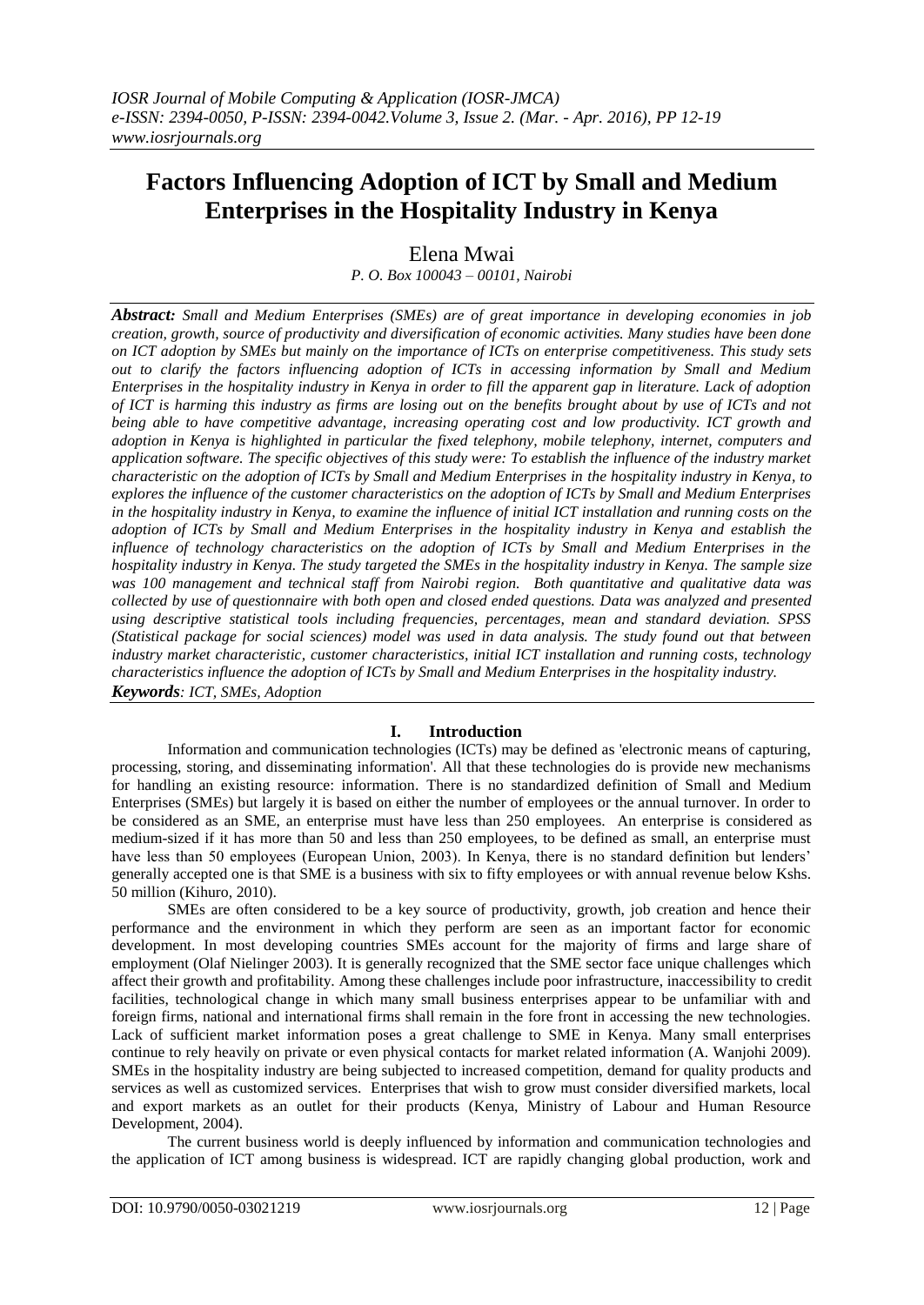# Factors Influencing Adoption of ICT by Small and Medium Enterprises in the Hospitality Industry in Kenya

Elena Mwai

*P. O. Box 100043 – 00101, Nairobi*

***Abstract:*** *Small and Medium Enterprises (SMEs) are of great importance in developing economies in job creation, growth, source of productivity and diversification of economic activities. Many studies have been done on ICT adoption by SMEs but mainly on the importance of ICTs on enterprise competitiveness. This study sets out to clarify the factors influencing adoption of ICTs in accessing information by Small and Medium Enterprises in the hospitality industry in Kenya in order to fill the apparent gap in literature. Lack of adoption of ICT is harming this industry as firms are losing out on the benefits brought about by use of ICTs and not being able to have competitive advantage, increasing operating cost and low productivity. ICT growth and adoption in Kenya is highlighted in particular the fixed telephony, mobile telephony, internet, computers and application software. The specific objectives of this study were: To establish the influence of the industry market characteristic on the adoption of ICTs by Small and Medium Enterprises in the hospitality industry in Kenya, to explores the influence of the customer characteristics on the adoption of ICTs by Small and Medium Enterprises in the hospitality industry in Kenya, to examine the influence of initial ICT installation and running costs on the adoption of ICTs by Small and Medium Enterprises in the hospitality industry in Kenya and establish the influence of technology characteristics on the adoption of ICTs by Small and Medium Enterprises in the hospitality industry in Kenya. The study targeted the SMEs in the hospitality industry in Kenya. The sample size was 100 management and technical staff from Nairobi region. Both quantitative and qualitative data was collected by use of questionnaire with both open and closed ended questions. Data was analyzed and presented using descriptive statistical tools including frequencies, percentages, mean and standard deviation. SPSS (Statistical package for social sciences) model was used in data analysis. The study found out that between industry market characteristic, customer characteristics, initial ICT installation and running costs, technology characteristics influence the adoption of ICTs by Small and Medium Enterprises in the hospitality industry.*

***Keywords****: ICT, SMEs, Adoption*

## I. Introduction

Information and communication technologies (ICTs) may be defined as 'electronic means of capturing, processing, storing, and disseminating information'. All that these technologies do is provide new mechanisms for handling an existing resource: information. There is no standardized definition of Small and Medium Enterprises (SMEs) but largely it is based on either the number of employees or the annual turnover. In order to be considered as an SME, an enterprise must have less than 250 employees. An enterprise is considered as medium-sized if it has more than 50 and less than 250 employees, to be defined as small, an enterprise must have less than 50 employees (European Union, 2003). In Kenya, there is no standard definition but lenders' generally accepted one is that SME is a business with six to fifty employees or with annual revenue below Kshs. 50 million (Kihuro, 2010).

SMEs are often considered to be a key source of productivity, growth, job creation and hence their performance and the environment in which they perform are seen as an important factor for economic development. In most developing countries SMEs account for the majority of firms and large share of employment (Olaf Nielinger 2003). It is generally recognized that the SME sector face unique challenges which affect their growth and profitability. Among these challenges include poor infrastructure, inaccessibility to credit facilities, technological change in which many small business enterprises appear to be unfamiliar with and foreign firms, national and international firms shall remain in the fore front in accessing the new technologies. Lack of sufficient market information poses a great challenge to SME in Kenya. Many small enterprises continue to rely heavily on private or even physical contacts for market related information (A. Wanjohi 2009). SMEs in the hospitality industry are being subjected to increased competition, demand for quality products and services as well as customized services. Enterprises that wish to grow must consider diversified markets, local and export markets as an outlet for their products (Kenya, Ministry of Labour and Human Resource Development, 2004).

The current business world is deeply influenced by information and communication technologies and the application of ICT among business is widespread. ICT are rapidly changing global production, work and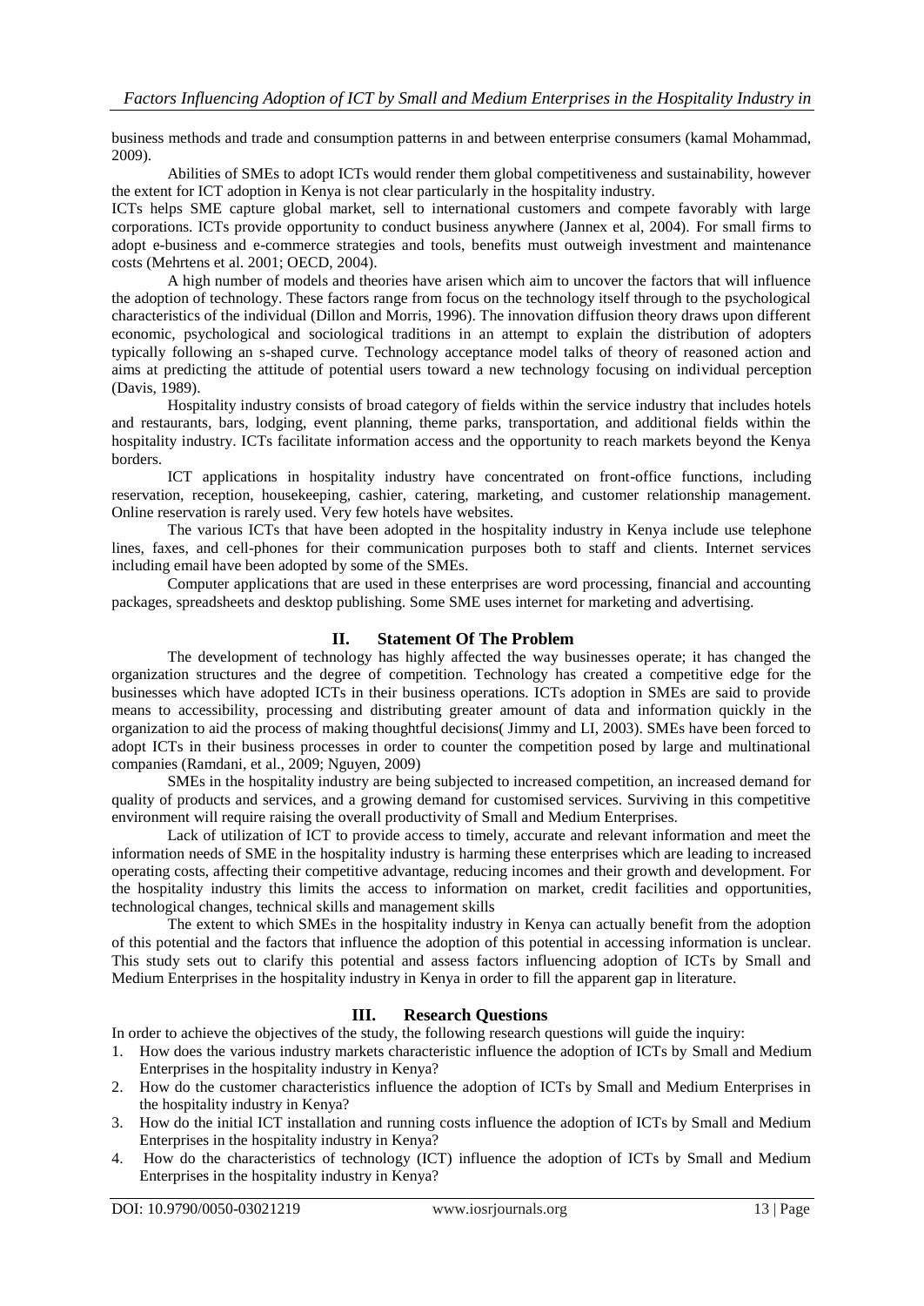business methods and trade and consumption patterns in and between enterprise consumers (kamal Mohammad, 2009).

Abilities of SMEs to adopt ICTs would render them global competitiveness and sustainability, however the extent for ICT adoption in Kenya is not clear particularly in the hospitality industry.

ICTs helps SME capture global market, sell to international customers and compete favorably with large corporations. ICTs provide opportunity to conduct business anywhere (Jannex et al, 2004). For small firms to adopt e-business and e-commerce strategies and tools, benefits must outweigh investment and maintenance costs (Mehrtens et al. 2001; OECD, 2004).

A high number of models and theories have arisen which aim to uncover the factors that will influence the adoption of technology. These factors range from focus on the technology itself through to the psychological characteristics of the individual (Dillon and Morris, 1996). The innovation diffusion theory draws upon different economic, psychological and sociological traditions in an attempt to explain the distribution of adopters typically following an s-shaped curve. Technology acceptance model talks of theory of reasoned action and aims at predicting the attitude of potential users toward a new technology focusing on individual perception (Davis, 1989).

Hospitality industry consists of broad category of fields within the service industry that includes hotels and restaurants, bars, lodging, event planning, theme parks, transportation, and additional fields within the hospitality industry. ICTs facilitate information access and the opportunity to reach markets beyond the Kenya borders.

ICT applications in hospitality industry have concentrated on front-office functions, including reservation, reception, housekeeping, cashier, catering, marketing, and customer relationship management. Online reservation is rarely used. Very few hotels have websites.

The various ICTs that have been adopted in the hospitality industry in Kenya include use telephone lines, faxes, and cell-phones for their communication purposes both to staff and clients. Internet services including email have been adopted by some of the SMEs.

Computer applications that are used in these enterprises are word processing, financial and accounting packages, spreadsheets and desktop publishing. Some SME uses internet for marketing and advertising.

## II. Statement Of The Problem

The development of technology has highly affected the way businesses operate; it has changed the organization structures and the degree of competition. Technology has created a competitive edge for the businesses which have adopted ICTs in their business operations. ICTs adoption in SMEs are said to provide means to accessibility, processing and distributing greater amount of data and information quickly in the organization to aid the process of making thoughtful decisions( Jimmy and LI, 2003). SMEs have been forced to adopt ICTs in their business processes in order to counter the competition posed by large and multinational companies (Ramdani, et al., 2009; Nguyen, 2009)

SMEs in the hospitality industry are being subjected to increased competition, an increased demand for quality of products and services, and a growing demand for customised services. Surviving in this competitive environment will require raising the overall productivity of Small and Medium Enterprises.

Lack of utilization of ICT to provide access to timely, accurate and relevant information and meet the information needs of SME in the hospitality industry is harming these enterprises which are leading to increased operating costs, affecting their competitive advantage, reducing incomes and their growth and development. For the hospitality industry this limits the access to information on market, credit facilities and opportunities, technological changes, technical skills and management skills

The extent to which SMEs in the hospitality industry in Kenya can actually benefit from the adoption of this potential and the factors that influence the adoption of this potential in accessing information is unclear. This study sets out to clarify this potential and assess factors influencing adoption of ICTs by Small and Medium Enterprises in the hospitality industry in Kenya in order to fill the apparent gap in literature.

## III. Research Questions

In order to achieve the objectives of the study, the following research questions will guide the inquiry:

1. How does the various industry markets characteristic influence the adoption of ICTs by Small and Medium Enterprises in the hospitality industry in Kenya?
2. How do the customer characteristics influence the adoption of ICTs by Small and Medium Enterprises in the hospitality industry in Kenya?
3. How do the initial ICT installation and running costs influence the adoption of ICTs by Small and Medium Enterprises in the hospitality industry in Kenya?
4. How do the characteristics of technology (ICT) influence the adoption of ICTs by Small and Medium Enterprises in the hospitality industry in Kenya?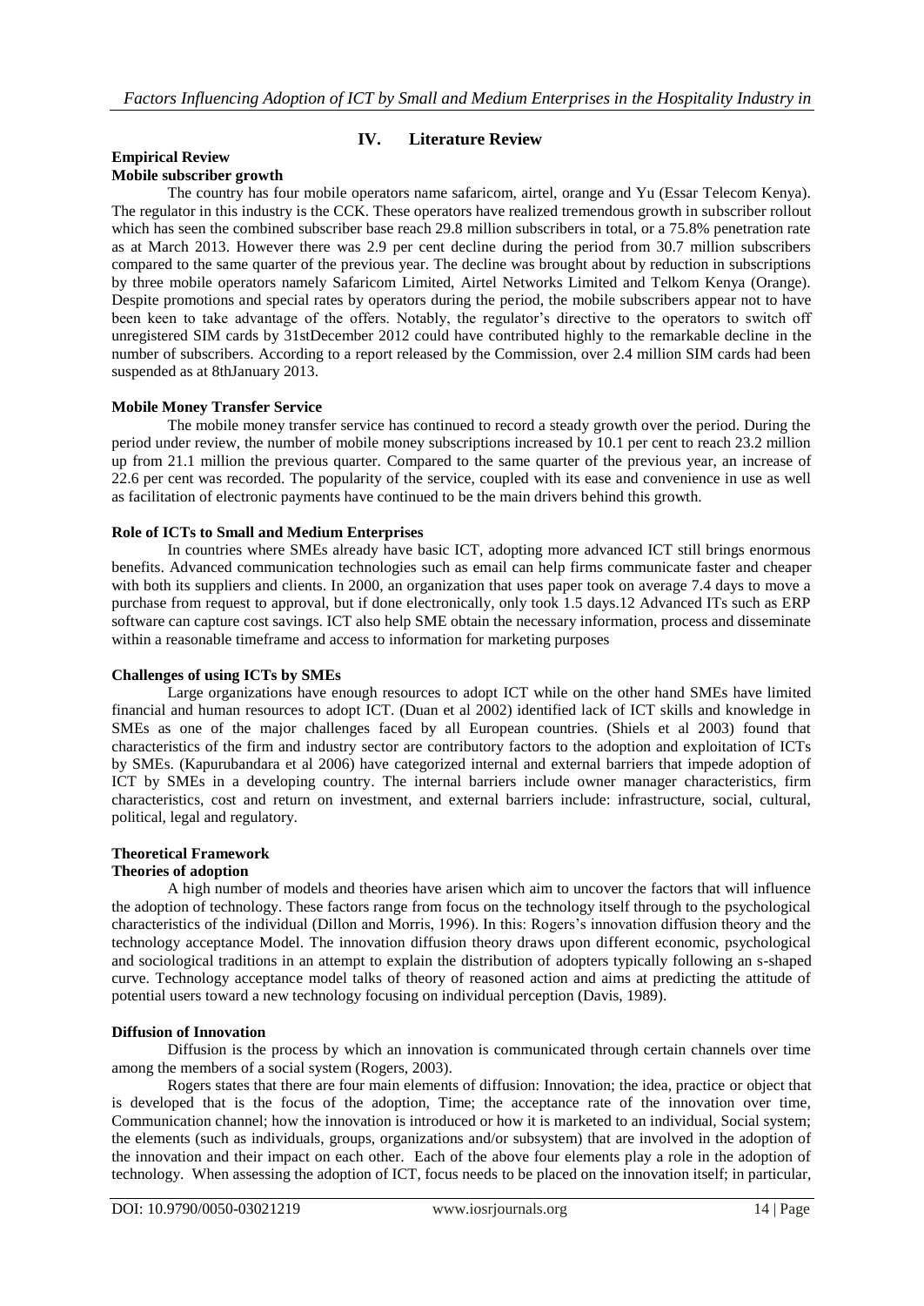## IV. Literature Review

### Empirical Review

**Mobile subscriber growth**

The country has four mobile operators name safaricom, airtel, orange and Yu (Essar Telecom Kenya). The regulator in this industry is the CCK. These operators have realized tremendous growth in subscriber rollout which has seen the combined subscriber base reach 29.8 million subscribers in total, or a 75.8% penetration rate as at March 2013. However there was 2.9 per cent decline during the period from 30.7 million subscribers compared to the same quarter of the previous year. The decline was brought about by reduction in subscriptions by three mobile operators namely Safaricom Limited, Airtel Networks Limited and Telkom Kenya (Orange). Despite promotions and special rates by operators during the period, the mobile subscribers appear not to have been keen to take advantage of the offers. Notably, the regulator's directive to the operators to switch off unregistered SIM cards by 31stDecember 2012 could have contributed highly to the remarkable decline in the number of subscribers. According to a report released by the Commission, over 2.4 million SIM cards had been suspended as at 8thJanuary 2013.

**Mobile Money Transfer Service**

The mobile money transfer service has continued to record a steady growth over the period. During the period under review, the number of mobile money subscriptions increased by 10.1 per cent to reach 23.2 million up from 21.1 million the previous quarter. Compared to the same quarter of the previous year, an increase of 22.6 per cent was recorded. The popularity of the service, coupled with its ease and convenience in use as well as facilitation of electronic payments have continued to be the main drivers behind this growth.

**Role of ICTs to Small and Medium Enterprises**

In countries where SMEs already have basic ICT, adopting more advanced ICT still brings enormous benefits. Advanced communication technologies such as email can help firms communicate faster and cheaper with both its suppliers and clients. In 2000, an organization that uses paper took on average 7.4 days to move a purchase from request to approval, but if done electronically, only took 1.5 days.12 Advanced ITs such as ERP software can capture cost savings. ICT also help SME obtain the necessary information, process and disseminate within a reasonable timeframe and access to information for marketing purposes

**Challenges of using ICTs by SMEs**

Large organizations have enough resources to adopt ICT while on the other hand SMEs have limited financial and human resources to adopt ICT. (Duan et al 2002) identified lack of ICT skills and knowledge in SMEs as one of the major challenges faced by all European countries. (Shiels et al 2003) found that characteristics of the firm and industry sector are contributory factors to the adoption and exploitation of ICTs by SMEs. (Kapurubandara et al 2006) have categorized internal and external barriers that impede adoption of ICT by SMEs in a developing country. The internal barriers include owner manager characteristics, firm characteristics, cost and return on investment, and external barriers include: infrastructure, social, cultural, political, legal and regulatory.

### Theoretical Framework

**Theories of adoption**

A high number of models and theories have arisen which aim to uncover the factors that will influence the adoption of technology. These factors range from focus on the technology itself through to the psychological characteristics of the individual (Dillon and Morris, 1996). In this: Rogers's innovation diffusion theory and the technology acceptance Model. The innovation diffusion theory draws upon different economic, psychological and sociological traditions in an attempt to explain the distribution of adopters typically following an s-shaped curve. Technology acceptance model talks of theory of reasoned action and aims at predicting the attitude of potential users toward a new technology focusing on individual perception (Davis, 1989).

**Diffusion of Innovation**

Diffusion is the process by which an innovation is communicated through certain channels over time among the members of a social system (Rogers, 2003).

Rogers states that there are four main elements of diffusion: Innovation; the idea, practice or object that is developed that is the focus of the adoption, Time; the acceptance rate of the innovation over time, Communication channel; how the innovation is introduced or how it is marketed to an individual, Social system; the elements (such as individuals, groups, organizations and/or subsystem) that are involved in the adoption of the innovation and their impact on each other. Each of the above four elements play a role in the adoption of technology. When assessing the adoption of ICT, focus needs to be placed on the innovation itself; in particular,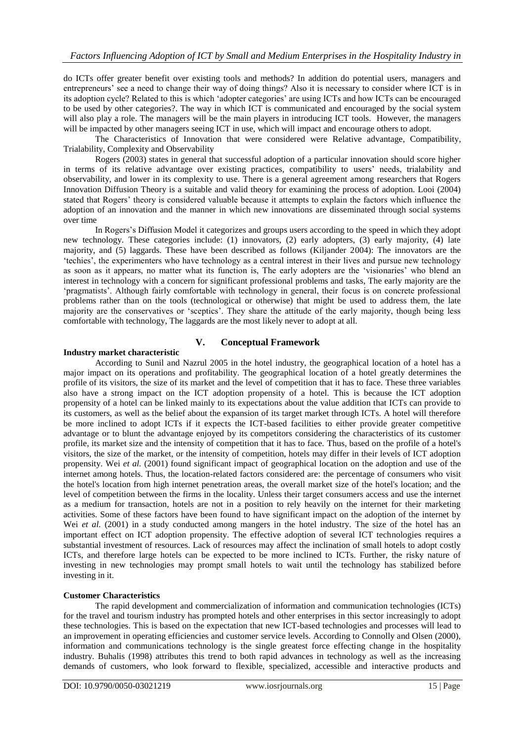do ICTs offer greater benefit over existing tools and methods? In addition do potential users, managers and entrepreneurs' see a need to change their way of doing things? Also it is necessary to consider where ICT is in its adoption cycle? Related to this is which 'adopter categories' are using ICTs and how ICTs can be encouraged to be used by other categories?. The way in which ICT is communicated and encouraged by the social system will also play a role. The managers will be the main players in introducing ICT tools. However, the managers will be impacted by other managers seeing ICT in use, which will impact and encourage others to adopt.

The Characteristics of Innovation that were considered were Relative advantage, Compatibility, Trialability, Complexity and Observability

Rogers (2003) states in general that successful adoption of a particular innovation should score higher in terms of its relative advantage over existing practices, compatibility to users' needs, trialability and observability, and lower in its complexity to use. There is a general agreement among researchers that Rogers Innovation Diffusion Theory is a suitable and valid theory for examining the process of adoption. Looi (2004) stated that Rogers' theory is considered valuable because it attempts to explain the factors which influence the adoption of an innovation and the manner in which new innovations are disseminated through social systems over time

In Rogers's Diffusion Model it categorizes and groups users according to the speed in which they adopt new technology. These categories include: (1) innovators, (2) early adopters, (3) early majority, (4) late majority, and (5) laggards. These have been described as follows (Kiljander 2004): The innovators are the 'techies', the experimenters who have technology as a central interest in their lives and pursue new technology as soon as it appears, no matter what its function is, The early adopters are the 'visionaries' who blend an interest in technology with a concern for significant professional problems and tasks, The early majority are the 'pragmatists'. Although fairly comfortable with technology in general, their focus is on concrete professional problems rather than on the tools (technological or otherwise) that might be used to address them, the late majority are the conservatives or 'sceptics'. They share the attitude of the early majority, though being less comfortable with technology, The laggards are the most likely never to adopt at all.

## V. Conceptual Framework

### Industry market characteristic

According to Sunil and Nazrul 2005 in the hotel industry, the geographical location of a hotel has a major impact on its operations and profitability. The geographical location of a hotel greatly determines the profile of its visitors, the size of its market and the level of competition that it has to face. These three variables also have a strong impact on the ICT adoption propensity of a hotel. This is because the ICT adoption propensity of a hotel can be linked mainly to its expectations about the value addition that ICTs can provide to its customers, as well as the belief about the expansion of its target market through ICTs. A hotel will therefore be more inclined to adopt ICTs if it expects the ICT-based facilities to either provide greater competitive advantage or to blunt the advantage enjoyed by its competitors considering the characteristics of its customer profile, its market size and the intensity of competition that it has to face. Thus, based on the profile of a hotel's visitors, the size of the market, or the intensity of competition, hotels may differ in their levels of ICT adoption propensity. Wei *et al.* (2001) found significant impact of geographical location on the adoption and use of the internet among hotels. Thus, the location-related factors considered are: the percentage of consumers who visit the hotel's location from high internet penetration areas, the overall market size of the hotel's location; and the level of competition between the firms in the locality. Unless their target consumers access and use the internet as a medium for transaction, hotels are not in a position to rely heavily on the internet for their marketing activities. Some of these factors have been found to have significant impact on the adoption of the internet by Wei *et al.* (2001) in a study conducted among mangers in the hotel industry. The size of the hotel has an important effect on ICT adoption propensity. The effective adoption of several ICT technologies requires a substantial investment of resources. Lack of resources may affect the inclination of small hotels to adopt costly ICTs, and therefore large hotels can be expected to be more inclined to ICTs. Further, the risky nature of investing in new technologies may prompt small hotels to wait until the technology has stabilized before investing in it.

### Customer Characteristics

The rapid development and commercialization of information and communication technologies (ICTs) for the travel and tourism industry has prompted hotels and other enterprises in this sector increasingly to adopt these technologies. This is based on the expectation that new ICT-based technologies and processes will lead to an improvement in operating efficiencies and customer service levels. According to Connolly and Olsen (2000), information and communications technology is the single greatest force effecting change in the hospitality industry. Buhalis (1998) attributes this trend to both rapid advances in technology as well as the increasing demands of customers, who look forward to flexible, specialized, accessible and interactive products and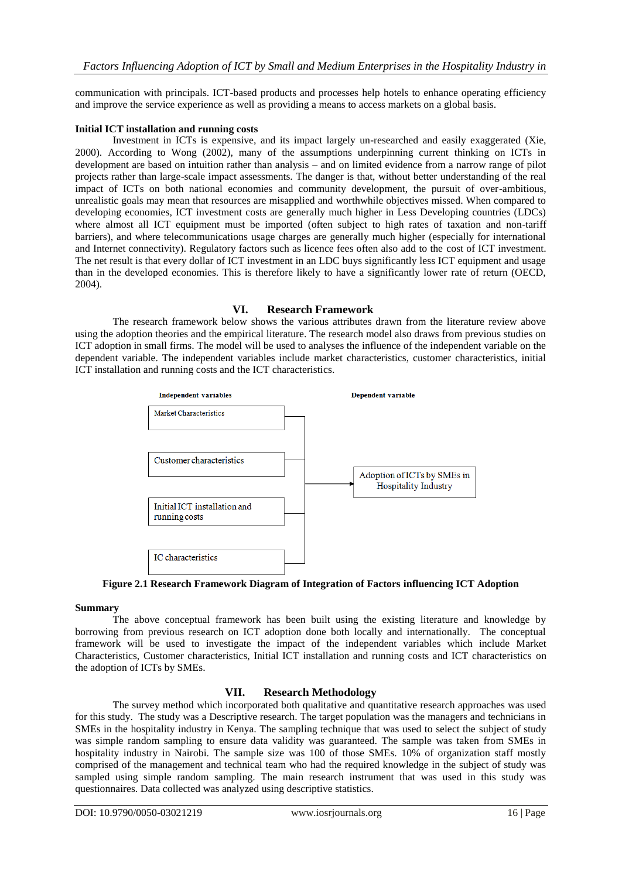communication with principals. ICT-based products and processes help hotels to enhance operating efficiency and improve the service experience as well as providing a means to access markets on a global basis.

**Initial ICT installation and running costs**

Investment in ICTs is expensive, and its impact largely un-researched and easily exaggerated (Xie, 2000). According to Wong (2002), many of the assumptions underpinning current thinking on ICTs in development are based on intuition rather than analysis – and on limited evidence from a narrow range of pilot projects rather than large-scale impact assessments. The danger is that, without better understanding of the real impact of ICTs on both national economies and community development, the pursuit of over-ambitious, unrealistic goals may mean that resources are misapplied and worthwhile objectives missed. When compared to developing economies, ICT investment costs are generally much higher in Less Developing countries (LDCs) where almost all ICT equipment must be imported (often subject to high rates of taxation and non-tariff barriers), and where telecommunications usage charges are generally much higher (especially for international and Internet connectivity). Regulatory factors such as licence fees often also add to the cost of ICT investment. The net result is that every dollar of ICT investment in an LDC buys significantly less ICT equipment and usage than in the developed economies. This is therefore likely to have a significantly lower rate of return (OECD, 2004).

## VI. Research Framework

The research framework below shows the various attributes drawn from the literature review above using the adoption theories and the empirical literature. The research model also draws from previous studies on ICT adoption in small firms. The model will be used to analyses the influence of the independent variable on the dependent variable. The independent variables include market characteristics, customer characteristics, initial ICT installation and running costs and the ICT characteristics.

| Independent variables | Dependent variable |
| --- | --- |
| Market Characteristics | Adoption of ICTs by SMEs in Hospitality Industry |
| Customer characteristics | |
| Initial ICT installation and running costs | |
| IC characteristics | |

**Figure 2.1 Research Framework Diagram of Integration of Factors influencing ICT Adoption**

**Summary**

The above conceptual framework has been built using the existing literature and knowledge by borrowing from previous research on ICT adoption done both locally and internationally. The conceptual framework will be used to investigate the impact of the independent variables which include Market Characteristics, Customer characteristics, Initial ICT installation and running costs and ICT characteristics on the adoption of ICTs by SMEs.

## VII. Research Methodology

The survey method which incorporated both qualitative and quantitative research approaches was used for this study. The study was a Descriptive research. The target population was the managers and technicians in SMEs in the hospitality industry in Kenya. The sampling technique that was used to select the subject of study was simple random sampling to ensure data validity was guaranteed. The sample was taken from SMEs in hospitality industry in Nairobi. The sample size was 100 of those SMEs. 10% of organization staff mostly comprised of the management and technical team who had the required knowledge in the subject of study was sampled using simple random sampling. The main research instrument that was used in this study was questionnaires. Data collected was analyzed using descriptive statistics.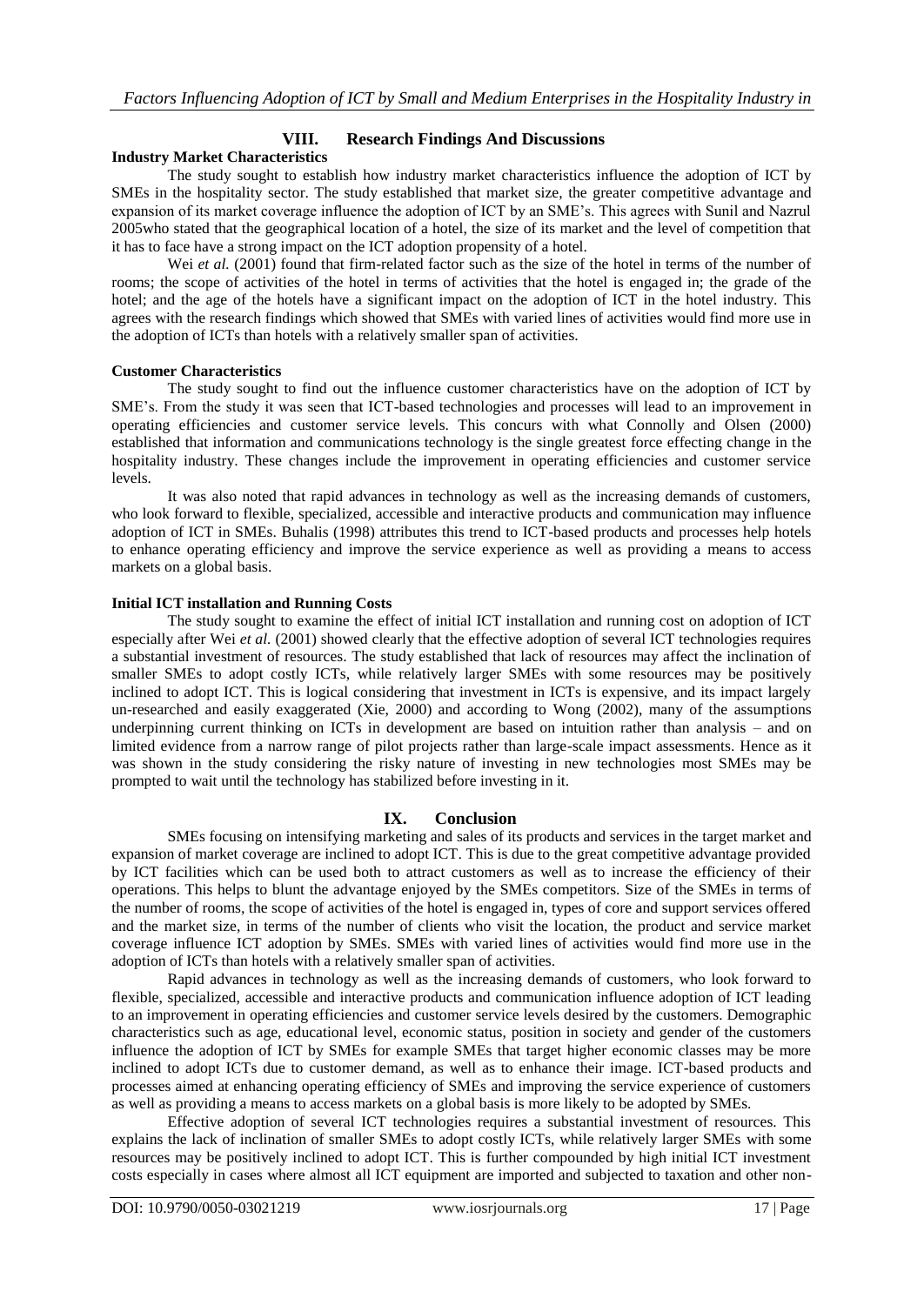## VIII. Research Findings And Discussions

### Industry Market Characteristics

The study sought to establish how industry market characteristics influence the adoption of ICT by SMEs in the hospitality sector. The study established that market size, the greater competitive advantage and expansion of its market coverage influence the adoption of ICT by an SME's. This agrees with Sunil and Nazrul 2005who stated that the geographical location of a hotel, the size of its market and the level of competition that it has to face have a strong impact on the ICT adoption propensity of a hotel.

Wei *et al.* (2001) found that firm-related factor such as the size of the hotel in terms of the number of rooms; the scope of activities of the hotel in terms of activities that the hotel is engaged in; the grade of the hotel; and the age of the hotels have a significant impact on the adoption of ICT in the hotel industry. This agrees with the research findings which showed that SMEs with varied lines of activities would find more use in the adoption of ICTs than hotels with a relatively smaller span of activities.

### Customer Characteristics

The study sought to find out the influence customer characteristics have on the adoption of ICT by SME's. From the study it was seen that ICT-based technologies and processes will lead to an improvement in operating efficiencies and customer service levels. This concurs with what Connolly and Olsen (2000) established that information and communications technology is the single greatest force effecting change in the hospitality industry. These changes include the improvement in operating efficiencies and customer service levels.

It was also noted that rapid advances in technology as well as the increasing demands of customers, who look forward to flexible, specialized, accessible and interactive products and communication may influence adoption of ICT in SMEs. Buhalis (1998) attributes this trend to ICT-based products and processes help hotels to enhance operating efficiency and improve the service experience as well as providing a means to access markets on a global basis.

### Initial ICT installation and Running Costs

The study sought to examine the effect of initial ICT installation and running cost on adoption of ICT especially after Wei *et al.* (2001) showed clearly that the effective adoption of several ICT technologies requires a substantial investment of resources. The study established that lack of resources may affect the inclination of smaller SMEs to adopt costly ICTs, while relatively larger SMEs with some resources may be positively inclined to adopt ICT. This is logical considering that investment in ICTs is expensive, and its impact largely un-researched and easily exaggerated (Xie, 2000) and according to Wong (2002), many of the assumptions underpinning current thinking on ICTs in development are based on intuition rather than analysis – and on limited evidence from a narrow range of pilot projects rather than large-scale impact assessments. Hence as it was shown in the study considering the risky nature of investing in new technologies most SMEs may be prompted to wait until the technology has stabilized before investing in it.

## IX. Conclusion

SMEs focusing on intensifying marketing and sales of its products and services in the target market and expansion of market coverage are inclined to adopt ICT. This is due to the great competitive advantage provided by ICT facilities which can be used both to attract customers as well as to increase the efficiency of their operations. This helps to blunt the advantage enjoyed by the SMEs competitors. Size of the SMEs in terms of the number of rooms, the scope of activities of the hotel is engaged in, types of core and support services offered and the market size, in terms of the number of clients who visit the location, the product and service market coverage influence ICT adoption by SMEs. SMEs with varied lines of activities would find more use in the adoption of ICTs than hotels with a relatively smaller span of activities.

Rapid advances in technology as well as the increasing demands of customers, who look forward to flexible, specialized, accessible and interactive products and communication influence adoption of ICT leading to an improvement in operating efficiencies and customer service levels desired by the customers. Demographic characteristics such as age, educational level, economic status, position in society and gender of the customers influence the adoption of ICT by SMEs for example SMEs that target higher economic classes may be more inclined to adopt ICTs due to customer demand, as well as to enhance their image. ICT-based products and processes aimed at enhancing operating efficiency of SMEs and improving the service experience of customers as well as providing a means to access markets on a global basis is more likely to be adopted by SMEs.

Effective adoption of several ICT technologies requires a substantial investment of resources. This explains the lack of inclination of smaller SMEs to adopt costly ICTs, while relatively larger SMEs with some resources may be positively inclined to adopt ICT. This is further compounded by high initial ICT investment costs especially in cases where almost all ICT equipment are imported and subjected to taxation and other non-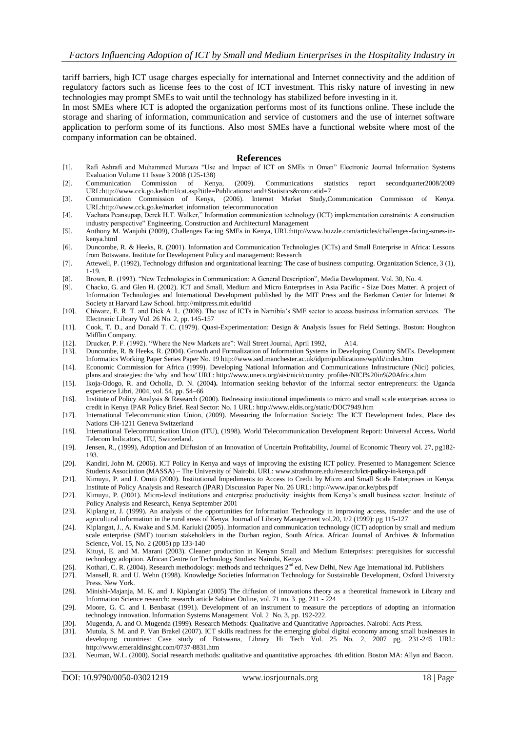tariff barriers, high ICT usage charges especially for international and Internet connectivity and the addition of regulatory factors such as license fees to the cost of ICT investment. This risky nature of investing in new technologies may prompt SMEs to wait until the technology has stabilized before investing in it.

In most SMEs where ICT is adopted the organization performs most of its functions online. These include the storage and sharing of information, communication and service of customers and the use of internet software application to perform some of its functions. Also most SMEs have a functional website where most of the company information can be obtained.

## References

[1]. Rafi Ashrafi and Muhammed Murtaza "Use and Impact of ICT on SMEs in Oman" Electronic Journal Information Systems Evaluation Volume 11 Issue 3 2008 (125-138)

[2]. Communication Commission of Kenya, (2009). Communications statistics report secondquarter2008/2009 URL:http://www.cck.go.ke/html/cat.asp?title=Publications+and+Statistics&contcatid=7

[3]. Communication Commission of Kenya, (2006). Internet Market Study,Communication Commisson of Kenya. URL:http://www.cck.go.ke/market_information_telecommunocation

[4]. Vachara Peansupap, Derek H.T. Walker," Information communication technology (ICT) implementation constraints: A construction industry perspective" Engineering, Construction and Architectural Management

[5]. Anthony M. Wanjohi (2009), Challenges Facing SMEs in Kenya, URL:http://www.buzzle.com/articles/challenges-facing-smes-in-kenya.html

[6]. Duncombe, R. & Heeks, R. (2001). Information and Communication Technologies (ICTs) and Small Enterprise in Africa: Lessons from Botswana. Institute for Development Policy and management: Research

[7]. Attewell, P. (1992), Technology diffusion and organizational learning: The case of business computing. Organization Science, 3 (1), 1-19.

[8]. Brown, R. (1993). "New Technologies in Communication: A General Description", Media Development. Vol. 30, No. 4.

[9]. Chacko, G. and Glen H. (2002). ICT and Small, Medium and Micro Enterprises in Asia Pacific - Size Does Matter. A project of Information Technologies and International Development published by the MIT Press and the Berkman Center for Internet & Society at Harvard Law School. http://mitpress.mit.edu/itid

[10]. Chiware, E. R. T. and Dick A. L. (2008). The use of ICTs in Namibia's SME sector to access business information services. The Electronic Library Vol. 26 No. 2, pp. 145-157

[11]. Cook, T. D., and Donald T. C. (1979). Quasi-Experimentation: Design & Analysis Issues for Field Settings. Boston: Houghton Mifflin Company.

[12]. Drucker, P. F. (1992). "Where the New Markets are": Wall Street Journal, April 1992, A14.

[13]. Duncombe, R. & Heeks, R. (2004). Growth and Formalization of Information Systems in Developing Country SMEs. Development Informatics Working Paper Series Paper No. 19 http://www.sed.manchester.ac.uk/idpm/publications/wp/di/index.htm

[14]. Economic Commission for Africa (1999). Developing National Information and Communications Infrastructure (Nici) policies, plans and strategies: the 'why' and 'how' URL: http://www.uneca.org/aisi/nici/country_profiles/NICI%20in%20Africa.htm

[15]. Ikoja-Odogo, R. and Ocholla, D. N. (2004). Information seeking behavior of the informal sector entrepreneurs: the Uganda experience Libri, 2004, vol. 54, pp. 54–66

[16]. Institute of Policy Analysis & Research (2000). Redressing institutional impediments to micro and small scale enterprises access to credit in Kenya IPAR Policy Brief. Real Sector: No. 1 URL: http://www.eldis.org/static/DOC7949.htm

[17]. International Telecommunication Union, (2009). Measuring the Information Society: The ICT Development Index, Place des Nations CH-1211 Geneva Switzerland

[18]. International Telecommunication Union (ITU), (1998). World Telecommunication Development Report: Universal Access. World Telecom Indicators, ITU, Switzerland.

[19]. Jensen, R., (1999), Adoption and Diffusion of an Innovation of Uncertain Profitability, Journal of Economic Theory vol. 27, pg182-193.

[20]. Kandiri, John M. (2006). ICT Policy in Kenya and ways of improving the existing ICT policy. Presented to Management Science Students Association (MASSA) – The University of Nairobi. URL: www.strathmore.edu/research/**ict-policy**-in-kenya.pdf

[21]. Kimuyu, P. and J. Omiti (2000). Institutional Impediments to Access to Credit by Micro and Small Scale Enterprises in Kenya. Institute of Policy Analysis and Research (IPAR) Discussion Paper No. 26 URL: http://www.ipar.or.ke/pbrs.pdf

[22]. Kimuyu, P. (2001). Micro-level institutions and enterprise productivity: insights from Kenya's small business sector. Institute of Policy Analysis and Research, Kenya September 2001

[23]. Kiplang'at, J. (1999). An analysis of the opportunities for Information Technology in improving access, transfer and the use of agricultural information in the rural areas of Kenya. Journal of Library Management vol.20, 1/2 (1999): pg 115-127

[24]. Kiplangat, J., A. Kwake and S.M. Kariuki (2005). Information and communication technology (ICT) adoption by small and medium scale enterprise (SME) tourism stakeholders in the Durban region, South Africa. African Journal of Archives & Information Science, Vol. 15, No. 2 (2005) pp 133-140

[25]. Kituyi, E. and M. Marani (2003). Cleaner production in Kenyan Small and Medium Enterprises: prerequisites for successful technology adoption. African Centre for Technology Studies: Nairobi, Kenya.

[26]. Kothari, C. R. (2004). Research methodology: methods and techniques 2nd ed, New Delhi, New Age International ltd. Publishers

[27]. Mansell, R. and U. Wehn (1998). Knowledge Societies Information Technology for Sustainable Development, Oxford University Press. New York.

[28]. Minishi-Majanja, M. K. and J. Kiplang'at (2005) The diffusion of innovations theory as a theoretical framework in Library and Information Science research: research article Sabinet Online, vol. 71 no. 3 pg. 211 - 224

[29]. Moore, G. C. and I. Benbasat (1991). Development of an instrument to measure the perceptions of adopting an information technology innovation. Information Systems Management. Vol. 2 No. 3, pp. 192-222.

[30]. Mugenda, A. and O. Mugenda (1999). Research Methods: Qualitative and Quantitative Approaches. Nairobi: Acts Press.

[31]. Mutula, S. M. and P. Van Brakel (2007). ICT skills readiness for the emerging global digital economy among small businesses in developing countries: Case study of Botswana, Library Hi Tech Vol. 25 No. 2, 2007 pg. 231-245 URL: http://www.emeraldinsight.com/0737-8831.htm

[32]. Neuman, W.L. (2000). Social research methods: qualitative and quantitative approaches. 4th edition. Boston MA: Allyn and Bacon.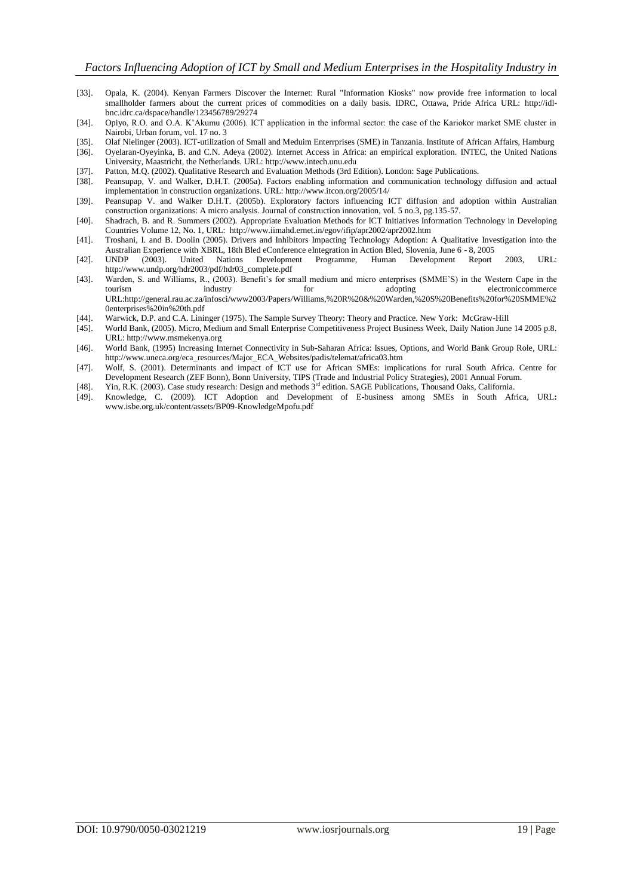[33]. Opala, K. (2004). Kenyan Farmers Discover the Internet: Rural "Information Kiosks" now provide free information to local smallholder farmers about the current prices of commodities on a daily basis. IDRC, Ottawa, Pride Africa URL: http://idl-bnc.idrc.ca/dspace/handle/123456789/29274

[34]. Opiyo, R.O. and O.A. K'Akumu (2006). ICT application in the informal sector: the case of the Kariokor market SME cluster in Nairobi, Urban forum, vol. 17 no. 3

[35]. Olaf Nielinger (2003). ICT-utilization of Small and Meduim Enterrprises (SME) in Tanzania. Institute of African Affairs, Hamburg

[36]. Oyelaran-Oyeyinka, B. and C.N. Adeya (2002). Internet Access in Africa: an empirical exploration. INTEC, the United Nations University, Maastricht, the Netherlands. URL: http://www.intech.unu.edu

[37]. Patton, M.Q. (2002). Qualitative Research and Evaluation Methods (3rd Edition). London: Sage Publications.

[38]. Peansupap, V. and Walker, D.H.T. (2005a). Factors enabling information and communication technology diffusion and actual implementation in construction organizations. URL: http://www.itcon.org/2005/14/

[39]. Peansupap V. and Walker D.H.T. (2005b). Exploratory factors influencing ICT diffusion and adoption within Australian construction organizations: A micro analysis. Journal of construction innovation, vol. 5 no.3, pg.135-57.

[40]. Shadrach, B. and R. Summers (2002). Appropriate Evaluation Methods for ICT Initiatives Information Technology in Developing Countries Volume 12, No. 1, URL: http://www.iimahd.ernet.in/egov/ifip/apr2002/apr2002.htm

[41]. Troshani, I. and B. Doolin (2005). Drivers and Inhibitors Impacting Technology Adoption: A Qualitative Investigation into the Australian Experience with XBRL, 18th Bled eConference eIntegration in Action Bled, Slovenia, June 6 - 8, 2005

[42]. UNDP (2003). United Nations Development Programme, Human Development Report 2003, URL: http://www.undp.org/hdr2003/pdf/hdr03_complete.pdf

[43]. Warden, S. and Williams, R., (2003). Benefit's for small medium and micro enterprises (SMME'S) in the Western Cape in the tourism industry for adopting electroniccommerce URL:http://general.rau.ac.za/infosci/www2003/Papers/Williams,%20R%20&%20Warden,%20S%20Benefits%20for%20SMME%20enterprises%20in%20th.pdf

[44]. Warwick, D.P. and C.A. Lininger (1975). The Sample Survey Theory: Theory and Practice. New York: McGraw-Hill

[45]. World Bank, (2005). Micro, Medium and Small Enterprise Competitiveness Project Business Week, Daily Nation June 14 2005 p.8. URL: http://www.msmekenya.org

[46]. World Bank, (1995) Increasing Internet Connectivity in Sub-Saharan Africa: Issues, Options, and World Bank Group Role, URL: http://www.uneca.org/eca_resources/Major_ECA_Websites/padis/telemat/africa03.htm

[47]. Wolf, S. (2001). Determinants and impact of ICT use for African SMEs: implications for rural South Africa. Centre for Development Research (ZEF Bonn), Bonn University, TIPS (Trade and Industrial Policy Strategies), 2001 Annual Forum.

[48]. Yin, R.K. (2003). Case study research: Design and methods 3rd edition. SAGE Publications, Thousand Oaks, California.

[49]. Knowledge, C. (2009). ICT Adoption and Development of E-business among SMEs in South Africa, URL: www.isbe.org.uk/content/assets/BP09-KnowledgeMpofu.pdf